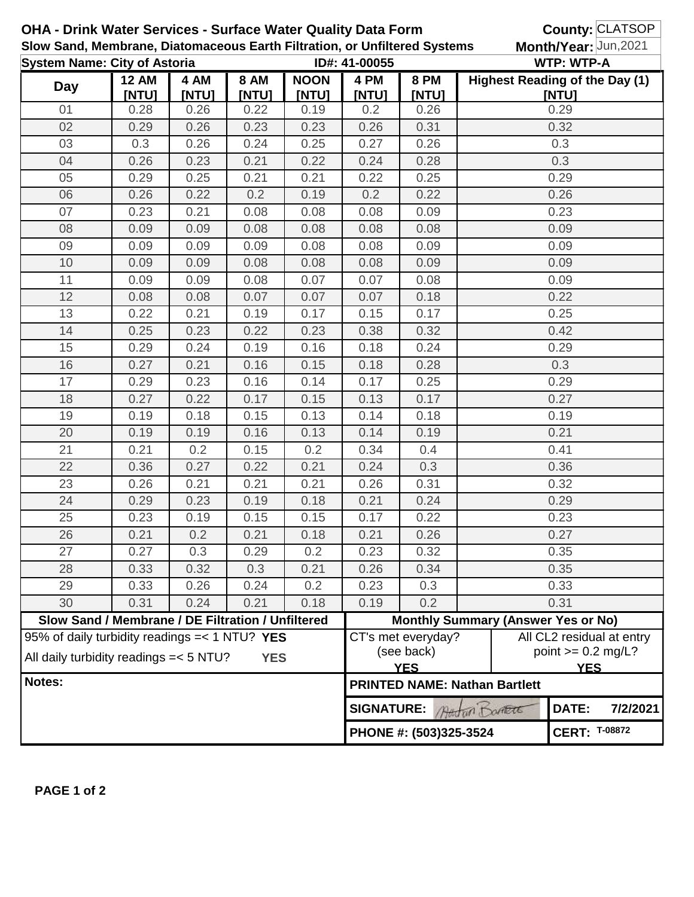**OHA - Drink Water Services - Surface Water Quality Data Form** **County:** CLATSOP

**Slow Sand, Membrane, Diatomaceous Earth Filtration, or Unfiltered Systems** **Month/Year:** Jun,2021

**System Name: City of Astoria** **ID#: 41-00055** **WTP: WTP-A**

| Day | 12 AM [NTU] | 4 AM [NTU] | 8 AM [NTU] | NOON [NTU] | 4 PM [NTU] | 8 PM [NTU] | Highest Reading of the Day (1) [NTU] |
|---|---|---|---|---|---|---|---|
| 01 | 0.28 | 0.26 | 0.22 | 0.19 | 0.2 | 0.26 | 0.29 |
| 02 | 0.29 | 0.26 | 0.23 | 0.23 | 0.26 | 0.31 | 0.32 |
| 03 | 0.3 | 0.26 | 0.24 | 0.25 | 0.27 | 0.26 | 0.3 |
| 04 | 0.26 | 0.23 | 0.21 | 0.22 | 0.24 | 0.28 | 0.3 |
| 05 | 0.29 | 0.25 | 0.21 | 0.21 | 0.22 | 0.25 | 0.29 |
| 06 | 0.26 | 0.22 | 0.2 | 0.19 | 0.2 | 0.22 | 0.26 |
| 07 | 0.23 | 0.21 | 0.08 | 0.08 | 0.08 | 0.09 | 0.23 |
| 08 | 0.09 | 0.09 | 0.08 | 0.08 | 0.08 | 0.08 | 0.09 |
| 09 | 0.09 | 0.09 | 0.09 | 0.08 | 0.08 | 0.09 | 0.09 |
| 10 | 0.09 | 0.09 | 0.08 | 0.08 | 0.08 | 0.09 | 0.09 |
| 11 | 0.09 | 0.09 | 0.08 | 0.07 | 0.07 | 0.08 | 0.09 |
| 12 | 0.08 | 0.08 | 0.07 | 0.07 | 0.07 | 0.18 | 0.22 |
| 13 | 0.22 | 0.21 | 0.19 | 0.17 | 0.15 | 0.17 | 0.25 |
| 14 | 0.25 | 0.23 | 0.22 | 0.23 | 0.38 | 0.32 | 0.42 |
| 15 | 0.29 | 0.24 | 0.19 | 0.16 | 0.18 | 0.24 | 0.29 |
| 16 | 0.27 | 0.21 | 0.16 | 0.15 | 0.18 | 0.28 | 0.3 |
| 17 | 0.29 | 0.23 | 0.16 | 0.14 | 0.17 | 0.25 | 0.29 |
| 18 | 0.27 | 0.22 | 0.17 | 0.15 | 0.13 | 0.17 | 0.27 |
| 19 | 0.19 | 0.18 | 0.15 | 0.13 | 0.14 | 0.18 | 0.19 |
| 20 | 0.19 | 0.19 | 0.16 | 0.13 | 0.14 | 0.19 | 0.21 |
| 21 | 0.21 | 0.2 | 0.15 | 0.2 | 0.34 | 0.4 | 0.41 |
| 22 | 0.36 | 0.27 | 0.22 | 0.21 | 0.24 | 0.3 | 0.36 |
| 23 | 0.26 | 0.21 | 0.21 | 0.21 | 0.26 | 0.31 | 0.32 |
| 24 | 0.29 | 0.23 | 0.19 | 0.18 | 0.21 | 0.24 | 0.29 |
| 25 | 0.23 | 0.19 | 0.15 | 0.15 | 0.17 | 0.22 | 0.23 |
| 26 | 0.21 | 0.2 | 0.21 | 0.18 | 0.21 | 0.26 | 0.27 |
| 27 | 0.27 | 0.3 | 0.29 | 0.2 | 0.23 | 0.32 | 0.35 |
| 28 | 0.33 | 0.32 | 0.3 | 0.21 | 0.26 | 0.34 | 0.35 |
| 29 | 0.33 | 0.26 | 0.24 | 0.2 | 0.23 | 0.3 | 0.33 |
| 30 | 0.31 | 0.24 | 0.21 | 0.18 | 0.19 | 0.2 | 0.31 |

| Slow Sand / Membrane / DE Filtration / Unfiltered | Monthly Summary (Answer Yes or No) | |
|---|---|---|
| 95% of daily turbidity readings =< 1 NTU? **YES** | CT's met everyday? (see back) **YES** | All CL2 residual at entry point >= 0.2 mg/L? **YES** |
| All daily turbidity readings =< 5 NTU? **YES** | | |

**Notes:**

**PRINTED NAME: Nathan Bartlett**

**SIGNATURE:** Nathan Bartlett **DATE:** 7/2/2021

**PHONE #: (503)325-3524** **CERT:** T-08872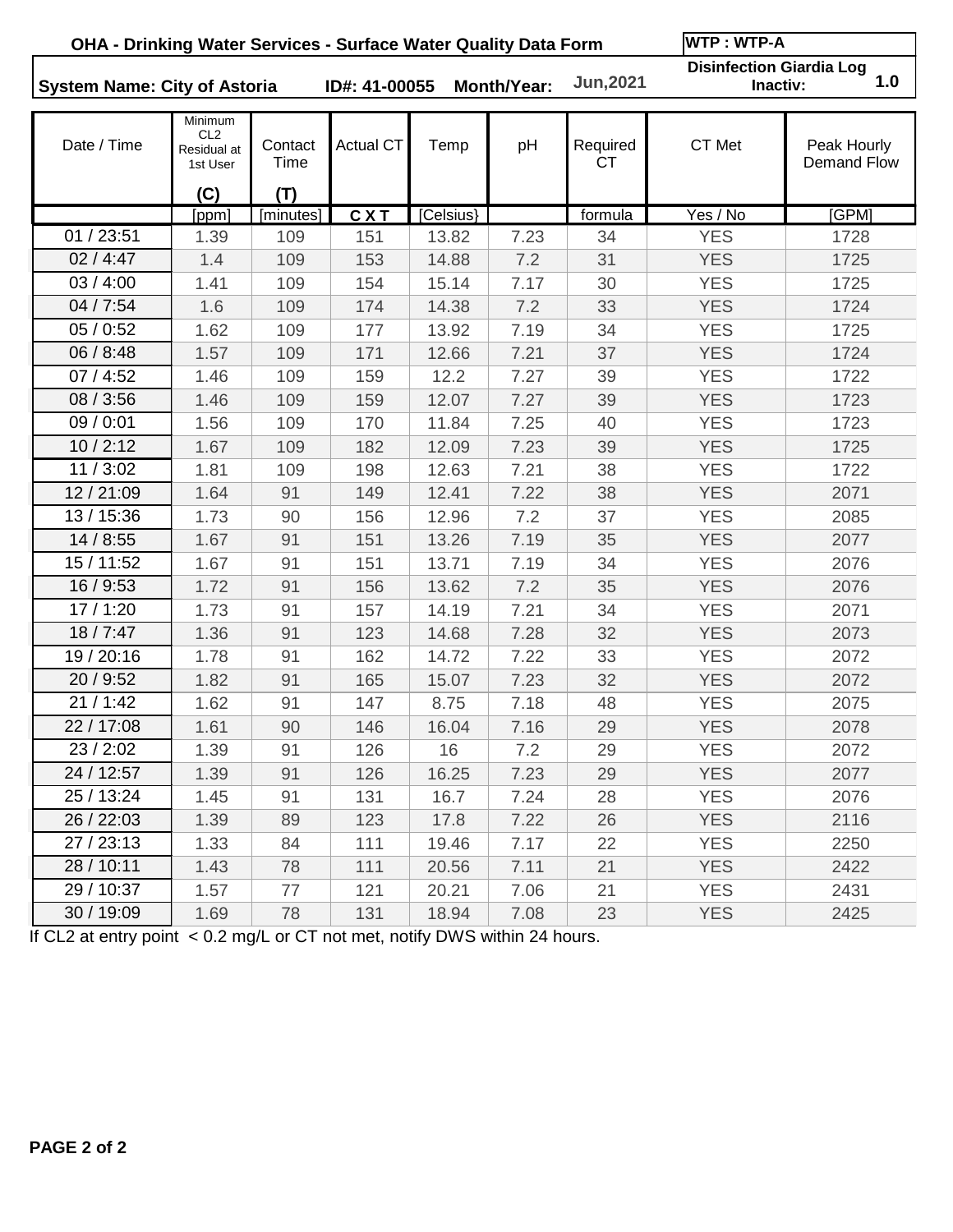**OHA - Drinking Water Services - Surface Water Quality Data Form**

**WTP : WTP-A**

**System Name: City of Astoria** **ID#: 41-00055** **Month/Year:** **Jun,2021** **Disinfection Giardia Log Inactiv:** **1.0**

| Date / Time | Minimum $CL_2$ Residual at 1st User (C) | Contact Time (T) | Actual CT | Temp | pH | Required CT | CT Met | Peak Hourly Demand Flow |
|---|---|---|---|---|---|---|---|---|
| | [ppm] | [minutes] | C X T | [Celsius} | | formula | Yes / No | [GPM] |
| 01 / 23:51 | 1.39 | 109 | 151 | 13.82 | 7.23 | 34 | YES | 1728 |
| 02 / 4:47 | 1.4 | 109 | 153 | 14.88 | 7.2 | 31 | YES | 1725 |
| 03 / 4:00 | 1.41 | 109 | 154 | 15.14 | 7.17 | 30 | YES | 1725 |
| 04 / 7:54 | 1.6 | 109 | 174 | 14.38 | 7.2 | 33 | YES | 1724 |
| 05 / 0:52 | 1.62 | 109 | 177 | 13.92 | 7.19 | 34 | YES | 1725 |
| 06 / 8:48 | 1.57 | 109 | 171 | 12.66 | 7.21 | 37 | YES | 1724 |
| 07 / 4:52 | 1.46 | 109 | 159 | 12.2 | 7.27 | 39 | YES | 1722 |
| 08 / 3:56 | 1.46 | 109 | 159 | 12.07 | 7.27 | 39 | YES | 1723 |
| 09 / 0:01 | 1.56 | 109 | 170 | 11.84 | 7.25 | 40 | YES | 1723 |
| 10 / 2:12 | 1.67 | 109 | 182 | 12.09 | 7.23 | 39 | YES | 1725 |
| 11 / 3:02 | 1.81 | 109 | 198 | 12.63 | 7.21 | 38 | YES | 1722 |
| 12 / 21:09 | 1.64 | 91 | 149 | 12.41 | 7.22 | 38 | YES | 2071 |
| 13 / 15:36 | 1.73 | 90 | 156 | 12.96 | 7.2 | 37 | YES | 2085 |
| 14 / 8:55 | 1.67 | 91 | 151 | 13.26 | 7.19 | 35 | YES | 2077 |
| 15 / 11:52 | 1.67 | 91 | 151 | 13.71 | 7.19 | 34 | YES | 2076 |
| 16 / 9:53 | 1.72 | 91 | 156 | 13.62 | 7.2 | 35 | YES | 2076 |
| 17 / 1:20 | 1.73 | 91 | 157 | 14.19 | 7.21 | 34 | YES | 2071 |
| 18 / 7:47 | 1.36 | 91 | 123 | 14.68 | 7.28 | 32 | YES | 2073 |
| 19 / 20:16 | 1.78 | 91 | 162 | 14.72 | 7.22 | 33 | YES | 2072 |
| 20 / 9:52 | 1.82 | 91 | 165 | 15.07 | 7.23 | 32 | YES | 2072 |
| 21 / 1:42 | 1.62 | 91 | 147 | 8.75 | 7.18 | 48 | YES | 2075 |
| 22 / 17:08 | 1.61 | 90 | 146 | 16.04 | 7.16 | 29 | YES | 2078 |
| 23 / 2:02 | 1.39 | 91 | 126 | 16 | 7.2 | 29 | YES | 2072 |
| 24 / 12:57 | 1.39 | 91 | 126 | 16.25 | 7.23 | 29 | YES | 2077 |
| 25 / 13:24 | 1.45 | 91 | 131 | 16.7 | 7.24 | 28 | YES | 2076 |
| 26 / 22:03 | 1.39 | 89 | 123 | 17.8 | 7.22 | 26 | YES | 2116 |
| 27 / 23:13 | 1.33 | 84 | 111 | 19.46 | 7.17 | 22 | YES | 2250 |
| 28 / 10:11 | 1.43 | 78 | 111 | 20.56 | 7.11 | 21 | YES | 2422 |
| 29 / 10:37 | 1.57 | 77 | 121 | 20.21 | 7.06 | 21 | YES | 2431 |
| 30 / 19:09 | 1.69 | 78 | 131 | 18.94 | 7.08 | 23 | YES | 2425 |

If $CL_2$ at entry point < 0.2 mg/L or CT not met, notify DWS within 24 hours.